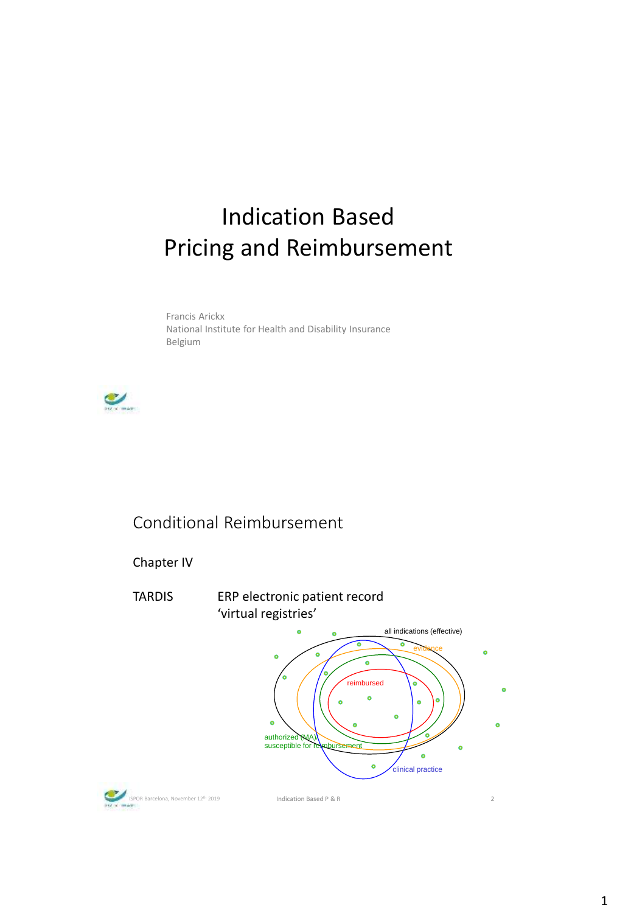# Indication Based
# Pricing and Reimbursement

Francis Arickx
National Institute for Health and Disability Insurance
Belgium

## Conditional Reimbursement

Chapter IV

TARDIS ERP electronic patient record
'virtual registries'

all indications (effective)

evidence

reimbursed

authorized (MA)/
susceptible for reimbursement

clinical practice

ISPOR Barcelona, November 12th 2019

Indication Based P & R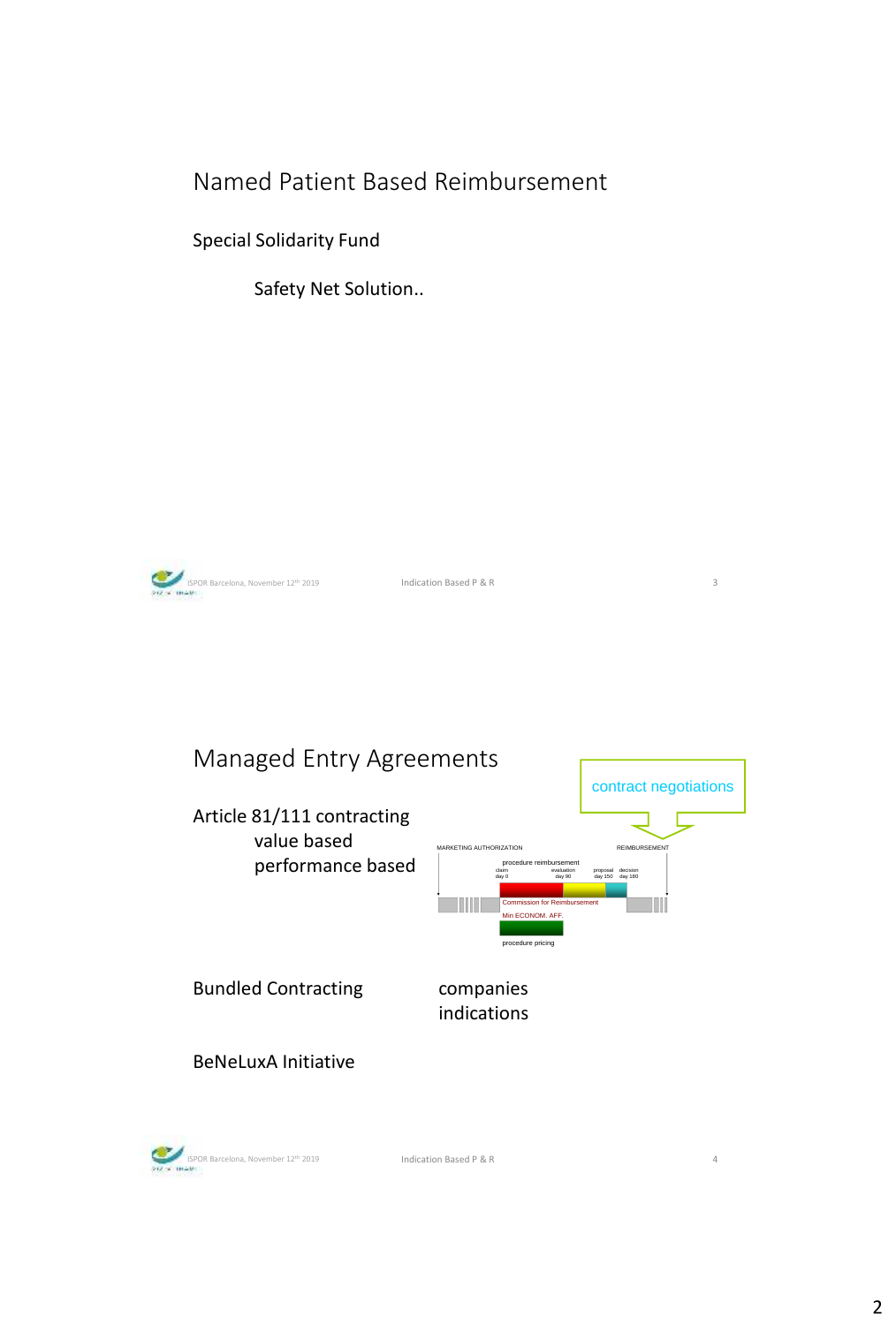# Named Patient Based Reimbursement

Special Solidarity Fund

Safety Net Solution..

# Managed Entry Agreements

Article 81/111 contracting
- value based
- performance based

contract negotiations

MARKETING AUTHORIZATION

REIMBURSEMENT

procedure reimbursement

claim day 0 | evaluation day 90 | proposal day 150 | decision day 180

Commission for Reimbursement

Min ECONOM. AFF.

procedure pricing

Bundled Contracting
- companies
- indications

BeNeLuxA Initiative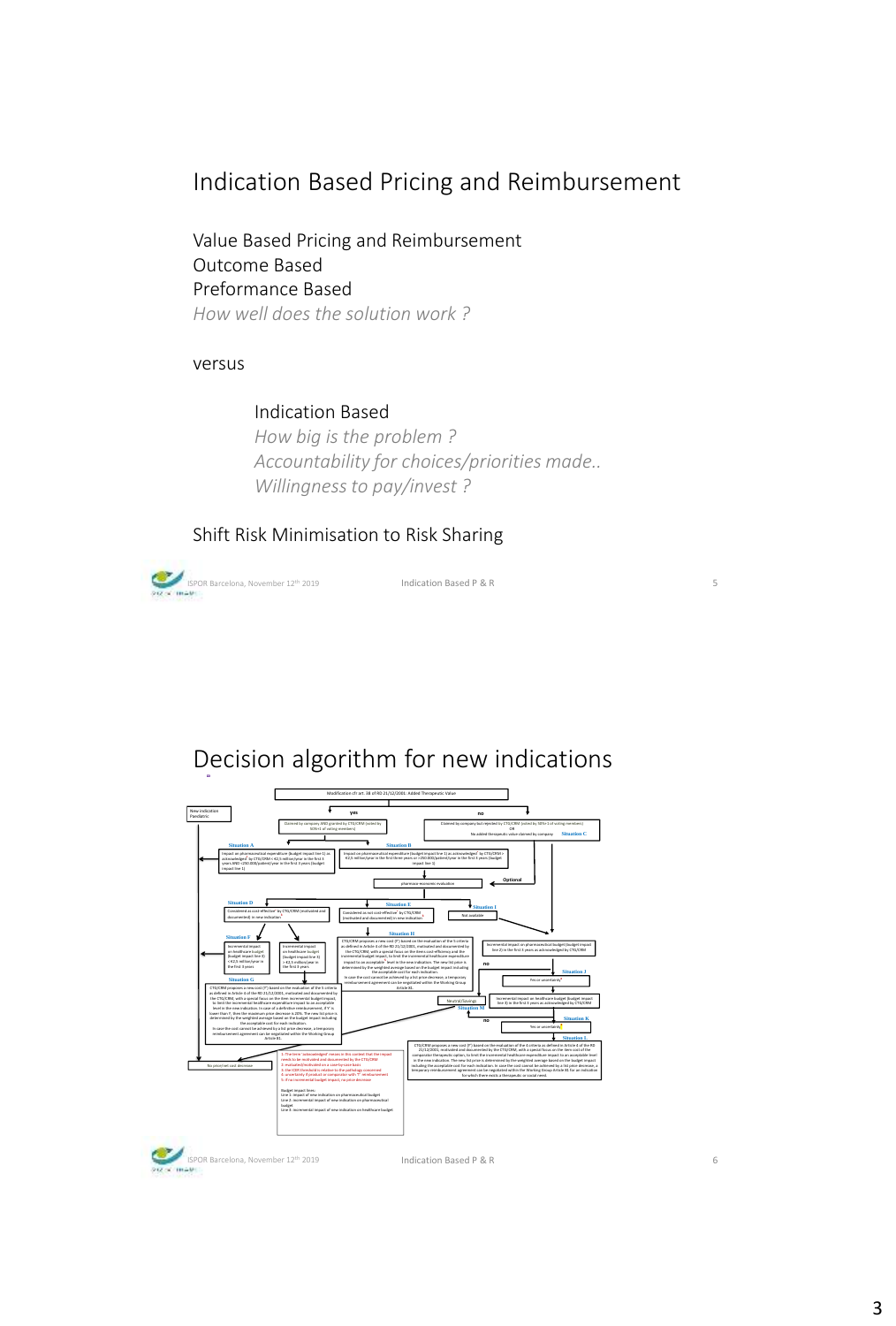# Indication Based Pricing and Reimbursement

Value Based Pricing and Reimbursement
Outcome Based
Preformance Based
*How well does the solution work ?*

versus

Indication Based
*How big is the problem ?*
*Accountability for choices/priorities made..*
*Willingness to pay/invest ?*

Shift Risk Minimisation to Risk Sharing

# Decision algorithm for new indications

Modification cfr art. 38 of RD 21/12/2001: Added Therapeutic Value

New indication
Paediatric

yes

no

Claimed by company AND granted by CTG/CRM (voted by 50%+1 of voting members)

Claimed by company but rejected by CTG/CRM (voted by 50%+1 of voting members)
OR
No added therapeutic value claimed by company

Situation A

Impact on pharmaceutical expenditure (budget impact line 1) as acknowledged by CTG/CRM < €2,5 million/year in the first 3 years AND <250.000/patient/year in the first 3 years (budget impact line 1)

Situation B

Impact on pharmaceutical expenditure (budget impact line 1) as acknowledged by CTG/CRM > €2,5 million/year in the first three years or >250.000/patient/year in the first 3 years (budget impact line 1)

Situation C

pharmaco-economic evaluation

Optional

Situation D

Considered as cost-effective by CTG/CRM (motivated and documented) in new indication

Situation E

Considered as not cost-effective by CTG/CRM (motivated and documented) in new indication

Situation I

Not available

Situation F

Incremental impact on healthcare budget (budget impact line 3) < €2,5 million/year in the first 3 years

Incremental impact on healthcare budget (budget impact line 3) > €2,5 million/year in the first 3 years

Situation H

CTG/CRM proposes a new cost (P') based on the evaluation of the 5 criteria as defined in Article 4 of the RD 21/12/2001, motivated and documented by the CTG/CRM, with a special focus on the items cost-efficiency and the incremental budget impact, to limit the incremental healthcare expenditure impact to an acceptable level in the new indication. The new list price is determined by the weighted average based on the budget impact including the acceptable cost for each indication.
In case the cost cannot be achieved by a list price decrease, a temporary reimbursement agreement can be negotiated within the Working Group Article 81.

Incremental impact on pharmaceutical budget (budget impact line 2) in the first 3 years as acknowledged by CTG/CRM

no

Situation J

Yes or uncertainty

Situation G

CTG/CRM proposes a new cost (P') based on the evaluation of the 5 criteria as defined in Article 4 of the RD 21/12/2001, motivated and documented by the CTG/CRM, with a special focus on the item incremental budget impact, to limit the incremental healthcare expenditure impact to an acceptable level in the new indication. In case of a definitive reimbursement, if P' is lower than T, then the maximum price decrease is 20%. The new list price is determined by the weighted average based on the budget impact including the acceptable cost for each indication.
In case the cost cannot be achieved by a list price decrease, a temporary reimbursement agreement can be negotiated within the Working Group Article 81.

Neutral/Savings

Situation M

Incremental impact on healthcare budget (budget impact line 3) in the first 3 years as acknowledged by CTG/CRM

no

Situation K

Yes or uncertainty

Situation L

CTG/CRM proposes a new cost (P') based on the evaluation of the 4 criteria as defined in Article 4 of the RD 21/12/2001, motivated and documented by the CTG/CRM, with a special focus on the item cost of the comparator therapeutic option, to limit the incremental healthcare expenditure impact to an acceptable level in the new indication. The new list price is determined by the weighted average based on the budget impact including the acceptable cost for each indication. In case the cost cannot be achieved by a list price decrease, a temporary reimbursement agreement can be negotiated within the Working Group Article 81 for an indication for which there exists a therapeutic or social need.

No price/net cost decrease

1: The term 'acknowledged' means in this context that the impact needs to be evaluated and documented by the CTG/CRM
2: evaluated/motivated on a case-by-case basis
3: the ICER threshold is relative to the pathology concerned
4: uncertainty if product or comparator with '?' reimbursement
5: if no incremental budget impact, no price decrease

Budget impact lines:
Line 1: impact of new indication on pharmaceutical budget
Line 2: incremental impact of new indication on pharmaceutical budget
Line 3: incremental impact of new indication on healthcare budget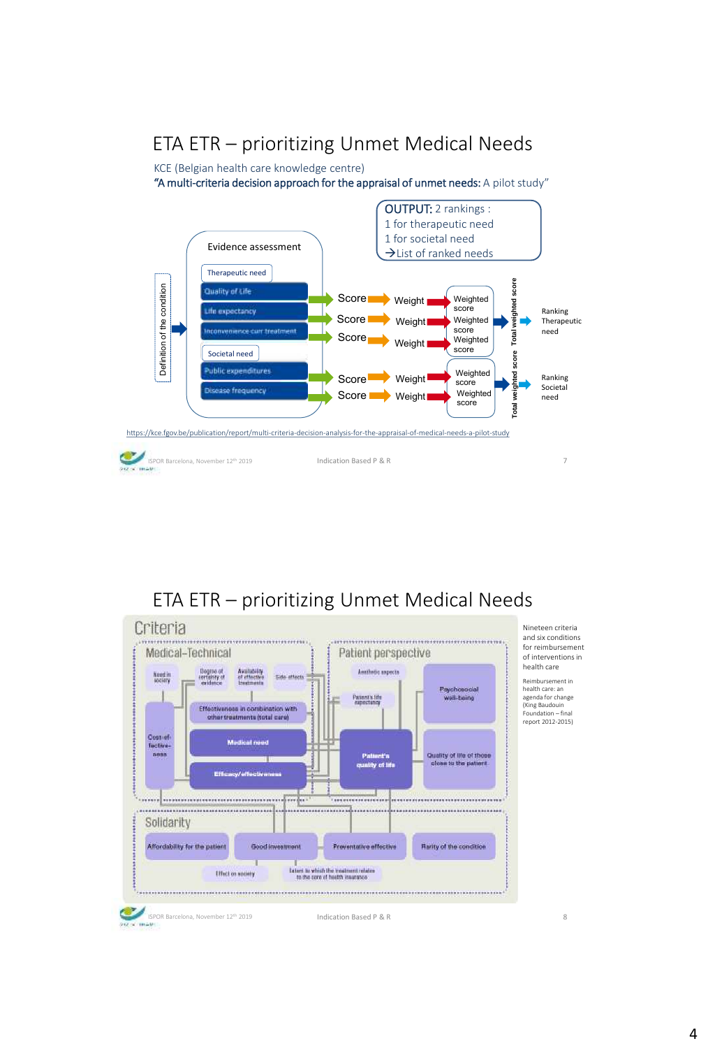# ETA ETR – prioritizing Unmet Medical Needs

KCE (Belgian health care knowledge centre)

**"A multi-criteria decision approach for the appraisal of unmet needs:** A pilot study"

**OUTPUT:** 2 rankings :
1 for therapeutic need
1 for societal need
→ List of ranked needs

Definition of the condition → Evidence assessment

- Therapeutic need
  - Quality of Life → Score → Weight → Weighted score
  - Life expectancy → Score → Weight → Weighted score
  - Inconvenience curr treatment → Score → Weight → Weighted score
  - → Total weighted score → Ranking Therapeutic need
- Societal need
  - Public expenditures → Score → Weight → Weighted score
  - Disease frequency → Score → Weight → Weighted score
  - → Total weighted score → Ranking Societal need

https://kce.fgov.be/publication/report/multi-criteria-decision-analysis-for-the-appraisal-of-medical-needs-a-pilot-study

ISPOR Barcelona, November 12th 2019 — Indication Based P & R

# ETA ETR – prioritizing Unmet Medical Needs

**Criteria**

**Medical-Technical**
- Need in society
- Degree of certainty of evidence
- Availability of effective treatments
- Side-effects
- Cost-effectiveness
- Effectiveness in combination with other treatments (total care)
- Medical need
- Efficacy/effectiveness

**Patient perspective**
- Aesthetic aspects
- Patient's life expectancy
- Psychosocial well-being
- Patient's quality of life
- Quality of life of those close to the patient

**Solidarity**
- Affordability for the patient
- Good investment
- Preventative effective
- Rarity of the condition
- Effect on society
- Extent to which the treatment relates to the core of health insurance

Nineteen criteria and six conditions for reimbursement of interventions in health care

Reimbursement in health care: an agenda for change (King Baudouin Foundation – final report 2012-2015)

ISPOR Barcelona, November 12th 2019 — Indication Based P & R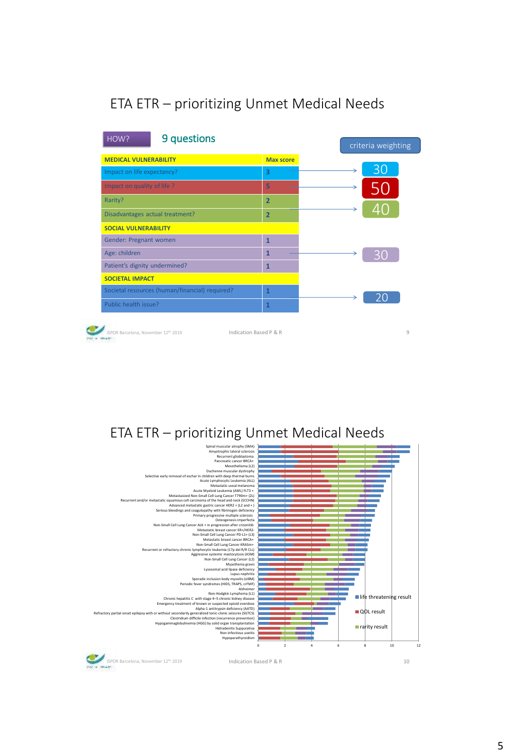# ETA ETR – prioritizing Unmet Medical Needs

HOW? **9 questions**

criteria weighting

| MEDICAL VULNERABILITY | Max score | criteria weighting |
|---|---|---|
| Impact on life expectancy? | 3 | 30 |
| Impact on quality of life ? | 5 | 50 |
| Rarity? | 2 | 40 |
| Disadvantages actual treatment? | 2 | |
| **SOCIAL VULNERABILITY** | | |
| Gender: Pregnant women | 1 | |
| Age: children | 1 | 30 |
| Patient's dignity undermined? | 1 | |
| **SOCIETAL IMPACT** | | |
| Societal resources (human/financial) required? | 1 | |
| Public health issue? | 1 | 20 |

ISPOR Barcelona, November 12th 2019 — Indication Based P & R

# ETA ETR – prioritizing Unmet Medical Needs

Spinal muscular atrophy (SMA)
Amyotrophic lateral sclerosis
Recurrent glioblastoma
Pancreatic cancer BRCA+
Mesothelioma (L2)
Duchenne muscular dystrophy
Selective early removal of eschar in children with deep thermal burns
Acute Lymphocytic Leukemia (ALL)
Metastatic uveal melanoma
Acute Myeloid Leukemia (AML) FLT3 +
Metastasized Non-Small Cell Lung Cancer T790m+ (2L)
Recurrent and/or metastatic squamous cell carcinoma of the head and neck (SCCHN)
Advanced metastatic gastric cancer HER2 + (L2 and +)
Serious bleedings and coagulopathy with fibrinogen deficiency
Primary progressive multiple sclerosis
Osteogenesis imperfecta
Non-Small Cell Lung Cancer ALK + in progression after crizonitib
Metastatic breast cancer ER+/HER2-
Non-Small Cell Lung Cancer PD-L1+ (L3)
Metastatic breast cancer BRCA+
Non-Small Cell Lung Cancer KRASm+
Recurrent or refractory chronic lymphocytic leukemia (17p del R/R CLL)
Aggressive systemic mastocytosis (ASM)
Non-Small Cell Lung Cancer (L2)
Myasthenia gravis
Lysosomal acid lipase deficiency
Lupus nephritis
Sporadic inclusion body myositis (sIBM)
Periodic fever syndromes (HIDS, TRAPS, crFMF)
Alzheimer
Non-Hodgkin Lymphoma (L1)
Chronic hepatitis C with stage 4–5 chronic kidney disease
Emergency treatment of known or suspected opioid overdose
Alpha-1 antitrypsin deficiency (AATD)
Refractory partial onset epilepsy with or without secondarily generalized tonic-clonic seizures (SGTCS)
Clostridium difficile infection (recurrence prevention)
Hypogammaglobulinemia (HGG) by solid organ transplantation
Hidradenitis Suppurativa
Non-infectious uveitis
Hypoparathyroidism

Legend: life threatening result; QOL result; rarity result

Axis: 0, 2, 4, 6, 8, 10, 12

ISPOR Barcelona, November 12th 2019 — Indication Based P & R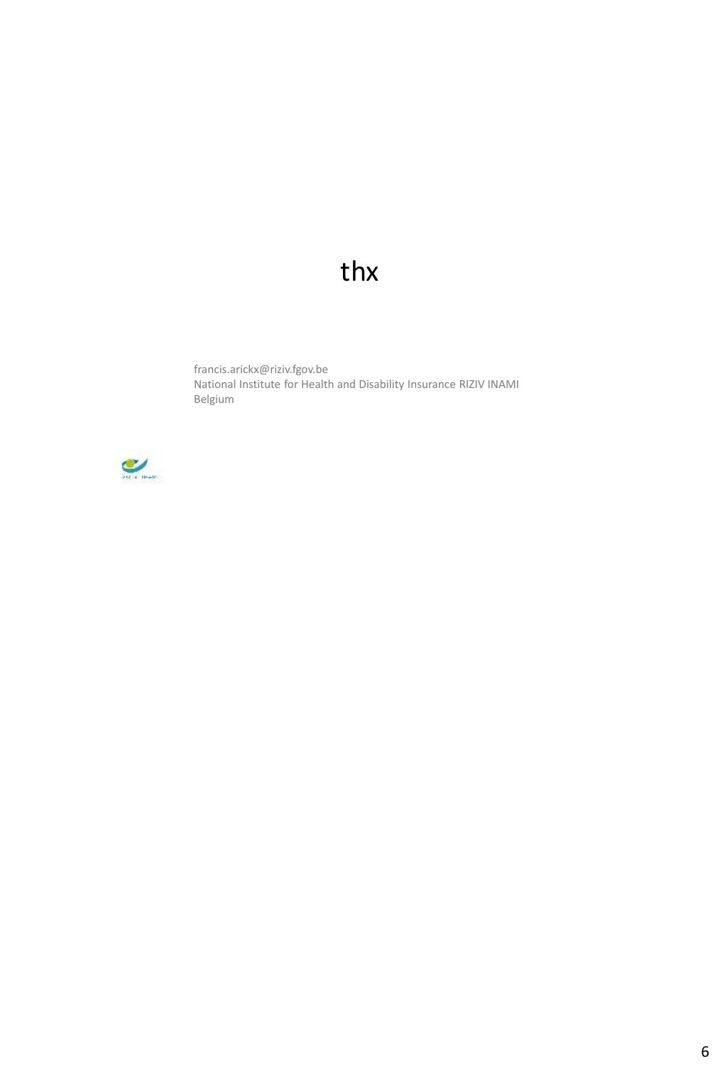thx

francis.arickx@riziv.fgov.be
National Institute for Health and Disability Insurance RIZIV INAMI
Belgium